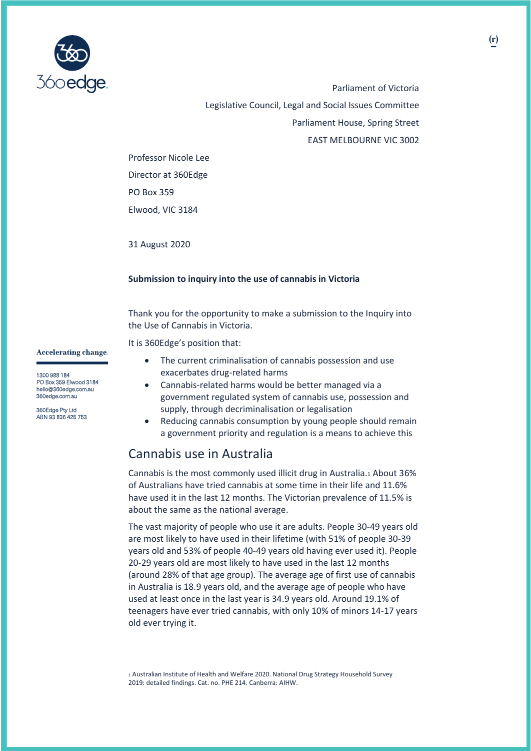Parliament of Victoria

Legislative Council, Legal and Social Issues Committee

Parliament House, Spring Street

EAST MELBOURNE VIC 3002

Professor Nicole Lee

Director at 360Edge

PO Box 359

Elwood, VIC 3184

31 August 2020

**Submission to inquiry into the use of cannabis in Victoria**

Thank you for the opportunity to make a submission to the Inquiry into the Use of Cannabis in Victoria.

It is 360Edge's position that:

- The current criminalisation of cannabis possession and use exacerbates drug-related harms
- Cannabis-related harms would be better managed via a government regulated system of cannabis use, possession and supply, through decriminalisation or legalisation
- Reducing cannabis consumption by young people should remain a government priority and regulation is a means to achieve this

**Accelerating change.**

1300 988 184
PO Box 359 Elwood 3184
hello@360edge.com.au
360edge.com.au

360Edge Pty Ltd
ABN 93 836 425 753

## Cannabis use in Australia

Cannabis is the most commonly used illicit drug in Australia.[1] About 36% of Australians have tried cannabis at some time in their life and 11.6% have used it in the last 12 months. The Victorian prevalence of 11.5% is about the same as the national average.

The vast majority of people who use it are adults. People 30-49 years old are most likely to have used in their lifetime (with 51% of people 30-39 years old and 53% of people 40-49 years old having ever used it). People 20-29 years old are most likely to have used in the last 12 months (around 28% of that age group). The average age of first use of cannabis in Australia is 18.9 years old, and the average age of people who have used at least once in the last year is 34.9 years old. Around 19.1% of teenagers have ever tried cannabis, with only 10% of minors 14-17 years old ever trying it.

[1] Australian Institute of Health and Welfare 2020. National Drug Strategy Household Survey 2019: detailed findings. Cat. no. PHE 214. Canberra: AIHW.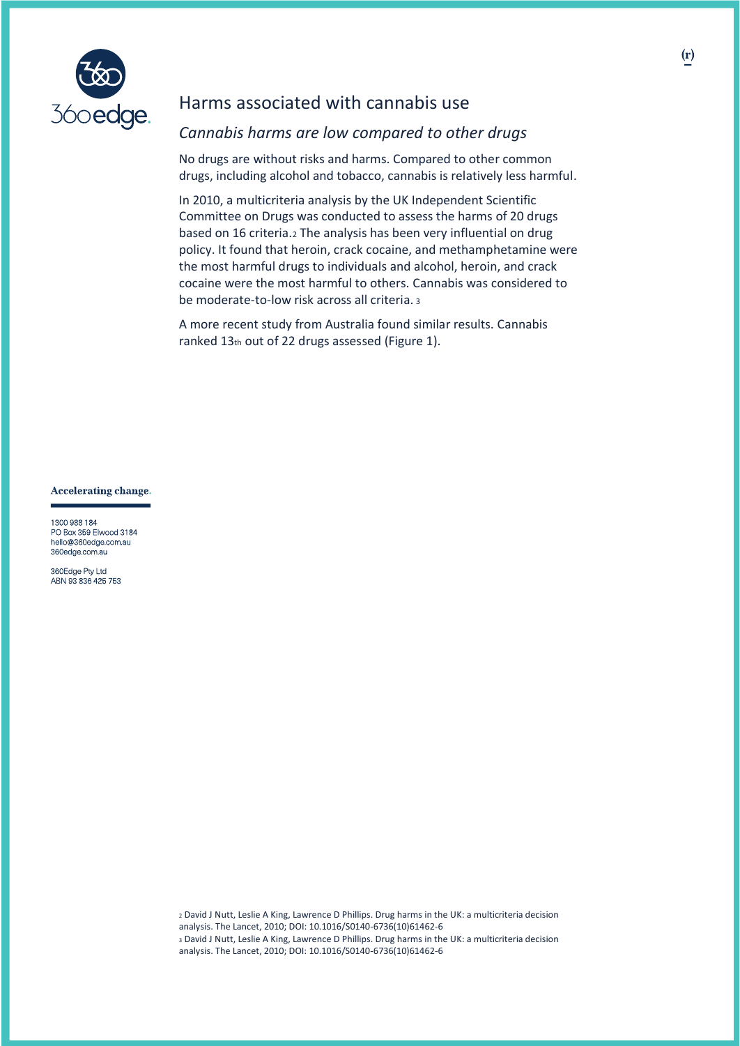# Harms associated with cannabis use

## *Cannabis harms are low compared to other drugs*

No drugs are without risks and harms. Compared to other common drugs, including alcohol and tobacco, cannabis is relatively less harmful.

In 2010, a multicriteria analysis by the UK Independent Scientific Committee on Drugs was conducted to assess the harms of 20 drugs based on 16 criteria.[2] The analysis has been very influential on drug policy. It found that heroin, crack cocaine, and methamphetamine were the most harmful drugs to individuals and alcohol, heroin, and crack cocaine were the most harmful to others. Cannabis was considered to be moderate-to-low risk across all criteria. [3]

A more recent study from Australia found similar results. Cannabis ranked 13th out of 22 drugs assessed (Figure 1).

**Accelerating change.**

1300 988 184
PO Box 359 Elwood 3184
hello@360edge.com.au
360edge.com.au

360Edge Pty Ltd
ABN 93 836 425 753

[2] David J Nutt, Leslie A King, Lawrence D Phillips. Drug harms in the UK: a multicriteria decision analysis. The Lancet, 2010; DOI: 10.1016/S0140-6736(10)61462-6

[3] David J Nutt, Leslie A King, Lawrence D Phillips. Drug harms in the UK: a multicriteria decision analysis. The Lancet, 2010; DOI: 10.1016/S0140-6736(10)61462-6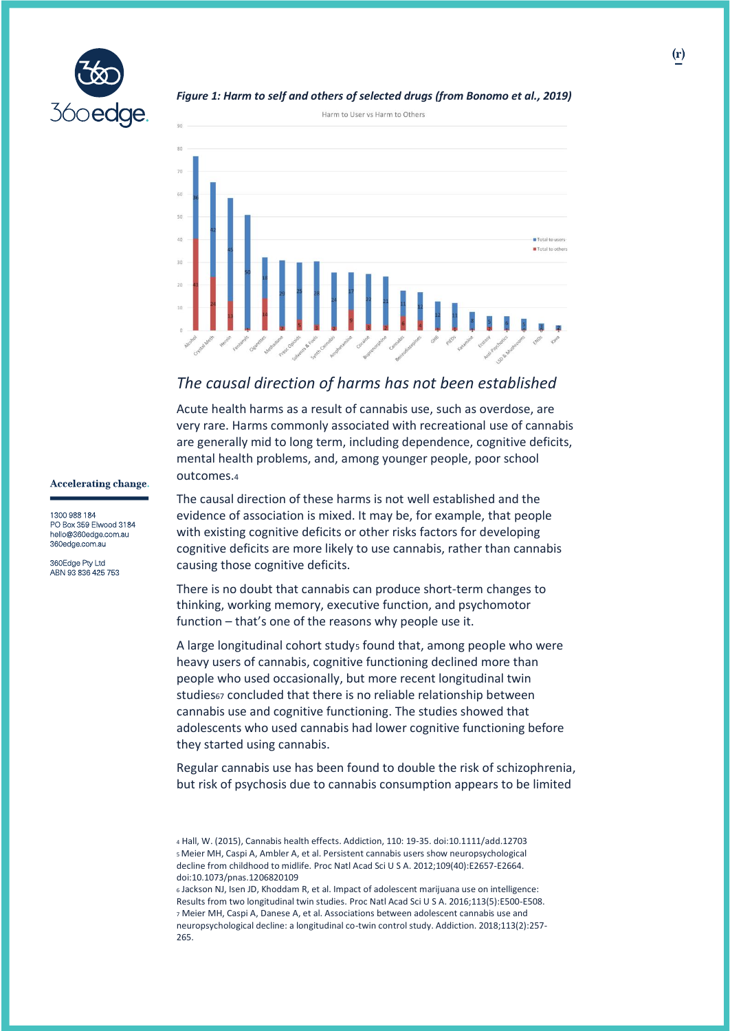*Figure 1: Harm to self and others of selected drugs (from Bonomo et al., 2019)*

## *The causal direction of harms has not been established*

Acute health harms as a result of cannabis use, such as overdose, are very rare. Harms commonly associated with recreational use of cannabis are generally mid to long term, including dependence, cognitive deficits, mental health problems, and, among younger people, poor school outcomes.[4]

The causal direction of these harms is not well established and the evidence of association is mixed. It may be, for example, that people with existing cognitive deficits or other risks factors for developing cognitive deficits are more likely to use cannabis, rather than cannabis causing those cognitive deficits.

There is no doubt that cannabis can produce short-term changes to thinking, working memory, executive function, and psychomotor function – that's one of the reasons why people use it.

A large longitudinal cohort study[5] found that, among people who were heavy users of cannabis, cognitive functioning declined more than people who used occasionally, but more recent longitudinal twin studies[6,7] concluded that there is no reliable relationship between cannabis use and cognitive functioning. The studies showed that adolescents who used cannabis had lower cognitive functioning before they started using cannabis.

Regular cannabis use has been found to double the risk of schizophrenia, but risk of psychosis due to cannabis consumption appears to be limited

---

[4] Hall, W. (2015), Cannabis health effects. Addiction, 110: 19-35. doi:10.1111/add.12703

[5] Meier MH, Caspi A, Ambler A, et al. Persistent cannabis users show neuropsychological decline from childhood to midlife. Proc Natl Acad Sci U S A. 2012;109(40):E2657-E2664. doi:10.1073/pnas.1206820109

[6] Jackson NJ, Isen JD, Khoddam R, et al. Impact of adolescent marijuana use on intelligence: Results from two longitudinal twin studies. Proc Natl Acad Sci U S A. 2016;113(5):E500-E508.

[7] Meier MH, Caspi A, Danese A, et al. Associations between adolescent cannabis use and neuropsychological decline: a longitudinal co-twin control study. Addiction. 2018;113(2):257-265.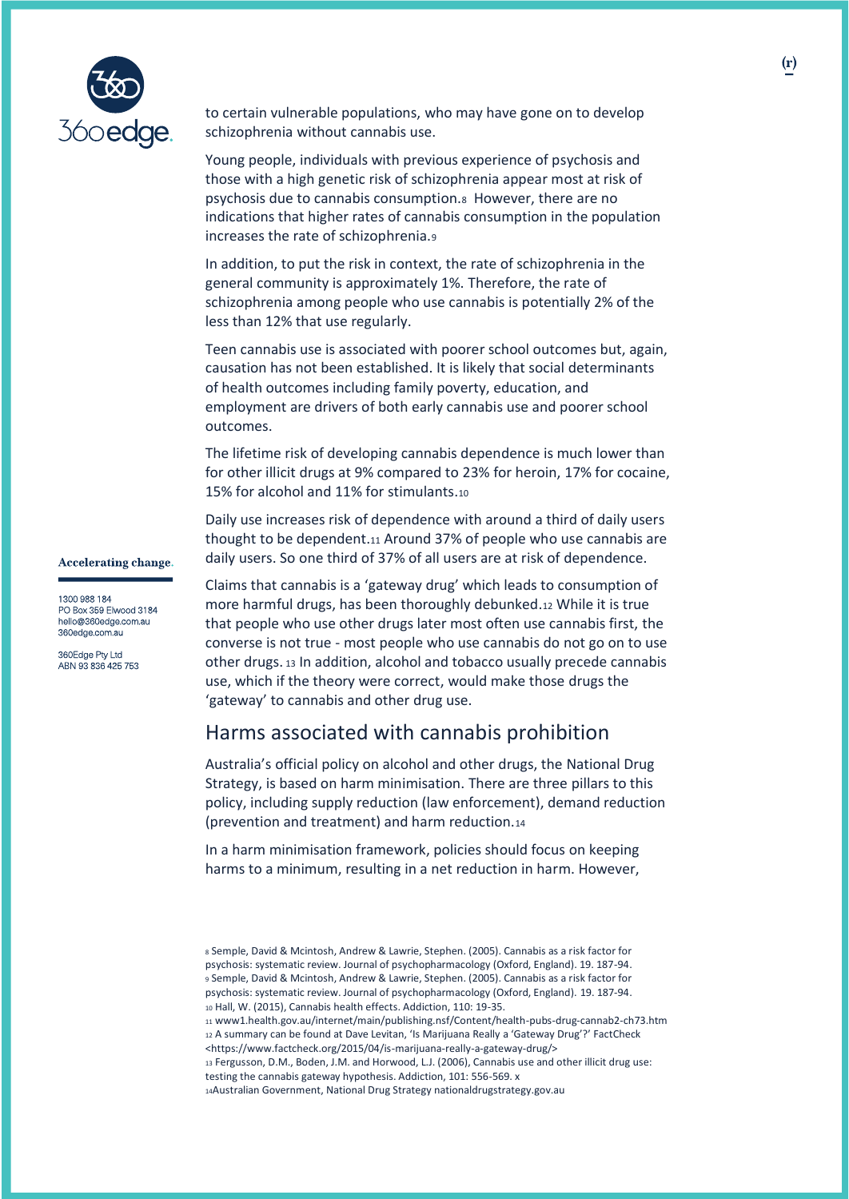to certain vulnerable populations, who may have gone on to develop schizophrenia without cannabis use.

Young people, individuals with previous experience of psychosis and those with a high genetic risk of schizophrenia appear most at risk of psychosis due to cannabis consumption.[8] However, there are no indications that higher rates of cannabis consumption in the population increases the rate of schizophrenia.[9]

In addition, to put the risk in context, the rate of schizophrenia in the general community is approximately 1%. Therefore, the rate of schizophrenia among people who use cannabis is potentially 2% of the less than 12% that use regularly.

Teen cannabis use is associated with poorer school outcomes but, again, causation has not been established. It is likely that social determinants of health outcomes including family poverty, education, and employment are drivers of both early cannabis use and poorer school outcomes.

The lifetime risk of developing cannabis dependence is much lower than for other illicit drugs at 9% compared to 23% for heroin, 17% for cocaine, 15% for alcohol and 11% for stimulants.[10]

Daily use increases risk of dependence with around a third of daily users thought to be dependent.[11] Around 37% of people who use cannabis are daily users. So one third of 37% of all users are at risk of dependence.

Claims that cannabis is a 'gateway drug' which leads to consumption of more harmful drugs, has been thoroughly debunked.[12] While it is true that people who use other drugs later most often use cannabis first, the converse is not true - most people who use cannabis do not go on to use other drugs.[13] In addition, alcohol and tobacco usually precede cannabis use, which if the theory were correct, would make those drugs the 'gateway' to cannabis and other drug use.

## Harms associated with cannabis prohibition

Australia's official policy on alcohol and other drugs, the National Drug Strategy, is based on harm minimisation. There are three pillars to this policy, including supply reduction (law enforcement), demand reduction (prevention and treatment) and harm reduction.[14]

In a harm minimisation framework, policies should focus on keeping harms to a minimum, resulting in a net reduction in harm. However,

---

[8] Semple, David & Mcintosh, Andrew & Lawrie, Stephen. (2005). Cannabis as a risk factor for psychosis: systematic review. Journal of psychopharmacology (Oxford, England). 19. 187-94.
[9] Semple, David & Mcintosh, Andrew & Lawrie, Stephen. (2005). Cannabis as a risk factor for psychosis: systematic review. Journal of psychopharmacology (Oxford, England). 19. 187-94.
[10] Hall, W. (2015), Cannabis health effects. Addiction, 110: 19-35.
[11] www1.health.gov.au/internet/main/publishing.nsf/Content/health-pubs-drug-cannab2-ch73.htm
[12] A summary can be found at Dave Levitan, 'Is Marijuana Really a 'Gateway Drug'?' FactCheck <https://www.factcheck.org/2015/04/is-marijuana-really-a-gateway-drug/>
[13] Fergusson, D.M., Boden, J.M. and Horwood, L.J. (2006), Cannabis use and other illicit drug use: testing the cannabis gateway hypothesis. Addiction, 101: 556-569. x
[14] Australian Government, National Drug Strategy nationaldrugstrategy.gov.au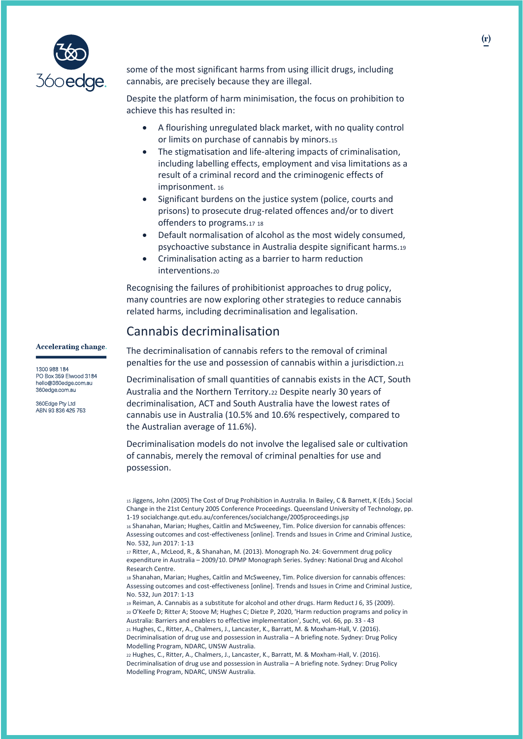some of the most significant harms from using illicit drugs, including cannabis, are precisely because they are illegal.

Despite the platform of harm minimisation, the focus on prohibition to achieve this has resulted in:

- A flourishing unregulated black market, with no quality control or limits on purchase of cannabis by minors.[15]
- The stigmatisation and life-altering impacts of criminalisation, including labelling effects, employment and visa limitations as a result of a criminal record and the criminogenic effects of imprisonment.[16]
- Significant burdens on the justice system (police, courts and prisons) to prosecute drug-related offences and/or to divert offenders to programs.[17] [18]
- Default normalisation of alcohol as the most widely consumed, psychoactive substance in Australia despite significant harms.[19]
- Criminalisation acting as a barrier to harm reduction interventions.[20]

Recognising the failures of prohibitionist approaches to drug policy, many countries are now exploring other strategies to reduce cannabis related harms, including decriminalisation and legalisation.

## Cannabis decriminalisation

The decriminalisation of cannabis refers to the removal of criminal penalties for the use and possession of cannabis within a jurisdiction.[21]

Decriminalisation of small quantities of cannabis exists in the ACT, South Australia and the Northern Territory.[22] Despite nearly 30 years of decriminalisation, ACT and South Australia have the lowest rates of cannabis use in Australia (10.5% and 10.6% respectively, compared to the Australian average of 11.6%).

Decriminalisation models do not involve the legalised sale or cultivation of cannabis, merely the removal of criminal penalties for use and possession.

---

[15] Jiggens, John (2005) The Cost of Drug Prohibition in Australia. In Bailey, C & Barnett, K (Eds.) Social Change in the 21st Century 2005 Conference Proceedings. Queensland University of Technology, pp. 1-19 socialchange.qut.edu.au/conferences/socialchange/2005proceedings.jsp

[16] Shanahan, Marian; Hughes, Caitlin and McSweeney, Tim. Police diversion for cannabis offences: Assessing outcomes and cost-effectiveness [online]. Trends and Issues in Crime and Criminal Justice, No. 532, Jun 2017: 1-13

[17] Ritter, A., McLeod, R., & Shanahan, M. (2013). Monograph No. 24: Government drug policy expenditure in Australia – 2009/10. DPMP Monograph Series. Sydney: National Drug and Alcohol Research Centre.

[18] Shanahan, Marian; Hughes, Caitlin and McSweeney, Tim. Police diversion for cannabis offences: Assessing outcomes and cost-effectiveness [online]. Trends and Issues in Crime and Criminal Justice, No. 532, Jun 2017: 1-13

[19] Reiman, A. Cannabis as a substitute for alcohol and other drugs. Harm Reduct J 6, 35 (2009).

[20] O'Keefe D; Ritter A; Stoove M; Hughes C; Dietze P, 2020, 'Harm reduction programs and policy in Australia: Barriers and enablers to effective implementation', Sucht, vol. 66, pp. 33 - 43

[21] Hughes, C., Ritter, A., Chalmers, J., Lancaster, K., Barratt, M. & Moxham-Hall, V. (2016). Decriminalisation of drug use and possession in Australia – A briefing note. Sydney: Drug Policy Modelling Program, NDARC, UNSW Australia.

[22] Hughes, C., Ritter, A., Chalmers, J., Lancaster, K., Barratt, M. & Moxham-Hall, V. (2016). Decriminalisation of drug use and possession in Australia – A briefing note. Sydney: Drug Policy Modelling Program, NDARC, UNSW Australia.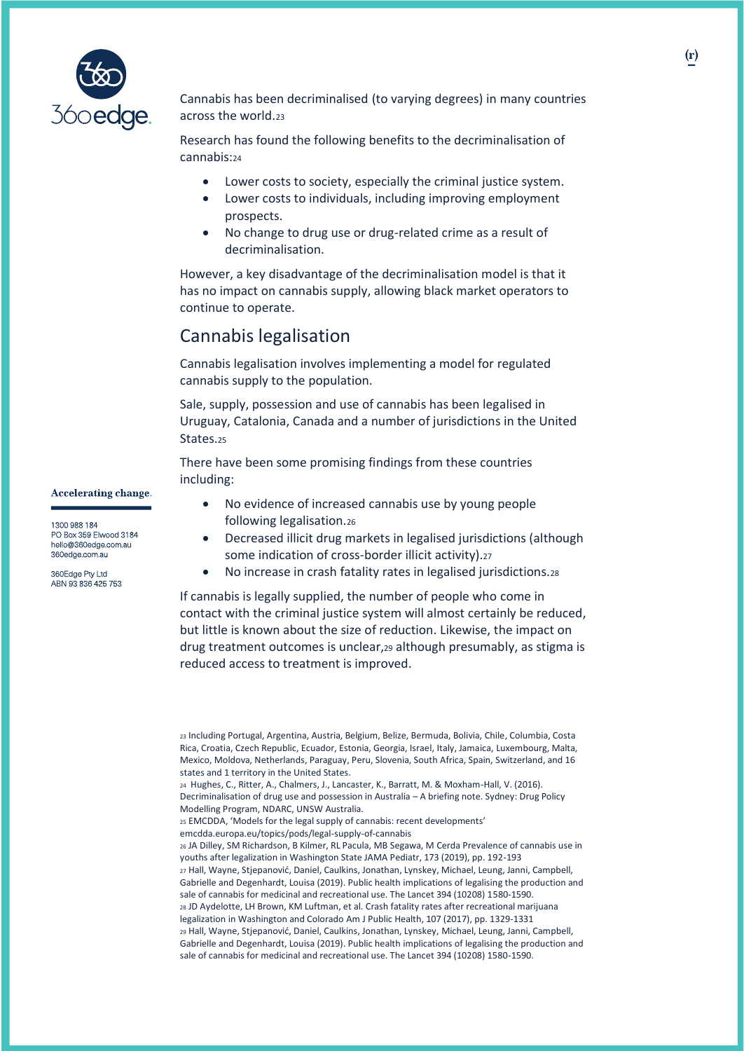Cannabis has been decriminalised (to varying degrees) in many countries across the world.[23]

Research has found the following benefits to the decriminalisation of cannabis:[24]

- Lower costs to society, especially the criminal justice system.
- Lower costs to individuals, including improving employment prospects.
- No change to drug use or drug-related crime as a result of decriminalisation.

However, a key disadvantage of the decriminalisation model is that it has no impact on cannabis supply, allowing black market operators to continue to operate.

## Cannabis legalisation

Cannabis legalisation involves implementing a model for regulated cannabis supply to the population.

Sale, supply, possession and use of cannabis has been legalised in Uruguay, Catalonia, Canada and a number of jurisdictions in the United States.[25]

There have been some promising findings from these countries including:

- No evidence of increased cannabis use by young people following legalisation.[26]
- Decreased illicit drug markets in legalised jurisdictions (although some indication of cross-border illicit activity).[27]
- No increase in crash fatality rates in legalised jurisdictions.[28]

If cannabis is legally supplied, the number of people who come in contact with the criminal justice system will almost certainly be reduced, but little is known about the size of reduction. Likewise, the impact on drug treatment outcomes is unclear,[29] although presumably, as stigma is reduced access to treatment is improved.

---

[23] Including Portugal, Argentina, Austria, Belgium, Belize, Bermuda, Bolivia, Chile, Columbia, Costa Rica, Croatia, Czech Republic, Ecuador, Estonia, Georgia, Israel, Italy, Jamaica, Luxembourg, Malta, Mexico, Moldova, Netherlands, Paraguay, Peru, Slovenia, South Africa, Spain, Switzerland, and 16 states and 1 territory in the United States.

[24] Hughes, C., Ritter, A., Chalmers, J., Lancaster, K., Barratt, M. & Moxham-Hall, V. (2016). Decriminalisation of drug use and possession in Australia – A briefing note. Sydney: Drug Policy Modelling Program, NDARC, UNSW Australia.

[25] EMCDDA, 'Models for the legal supply of cannabis: recent developments' emcdda.europa.eu/topics/pods/legal-supply-of-cannabis

[26] JA Dilley, SM Richardson, B Kilmer, RL Pacula, MB Segawa, M Cerda Prevalence of cannabis use in youths after legalization in Washington State JAMA Pediatr, 173 (2019), pp. 192-193

[27] Hall, Wayne, Stjepanović, Daniel, Caulkins, Jonathan, Lynskey, Michael, Leung, Janni, Campbell, Gabrielle and Degenhardt, Louisa (2019). Public health implications of legalising the production and sale of cannabis for medicinal and recreational use. The Lancet 394 (10208) 1580-1590.

[28] JD Aydelotte, LH Brown, KM Luftman, et al. Crash fatality rates after recreational marijuana legalization in Washington and Colorado Am J Public Health, 107 (2017), pp. 1329-1331

[29] Hall, Wayne, Stjepanović, Daniel, Caulkins, Jonathan, Lynskey, Michael, Leung, Janni, Campbell, Gabrielle and Degenhardt, Louisa (2019). Public health implications of legalising the production and sale of cannabis for medicinal and recreational use. The Lancet 394 (10208) 1580-1590.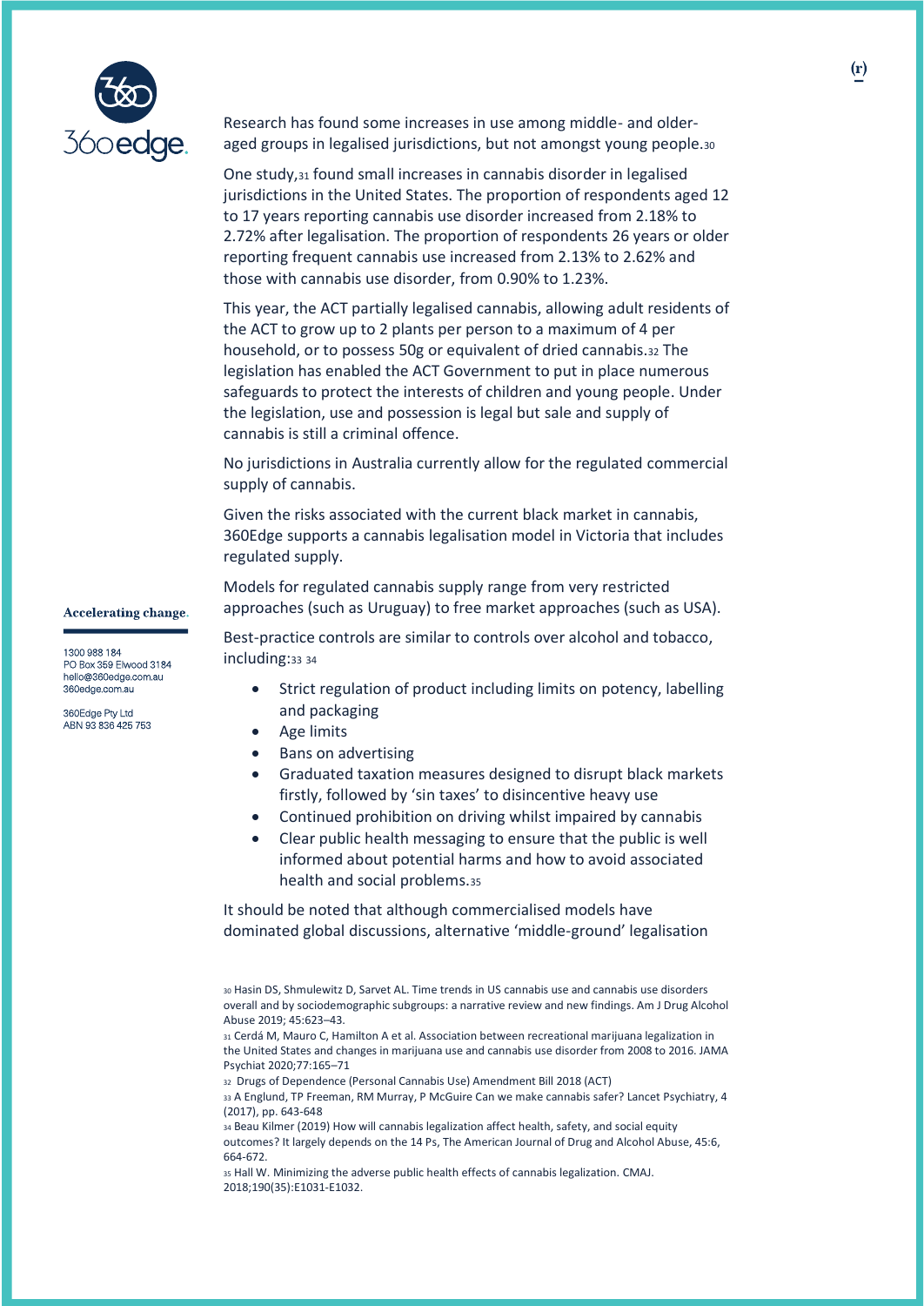Research has found some increases in use among middle- and older-aged groups in legalised jurisdictions, but not amongst young people.[30]

One study,[31] found small increases in cannabis disorder in legalised jurisdictions in the United States. The proportion of respondents aged 12 to 17 years reporting cannabis use disorder increased from 2.18% to 2.72% after legalisation. The proportion of respondents 26 years or older reporting frequent cannabis use increased from 2.13% to 2.62% and those with cannabis use disorder, from 0.90% to 1.23%.

This year, the ACT partially legalised cannabis, allowing adult residents of the ACT to grow up to 2 plants per person to a maximum of 4 per household, or to possess 50g or equivalent of dried cannabis.[32] The legislation has enabled the ACT Government to put in place numerous safeguards to protect the interests of children and young people. Under the legislation, use and possession is legal but sale and supply of cannabis is still a criminal offence.

No jurisdictions in Australia currently allow for the regulated commercial supply of cannabis.

Given the risks associated with the current black market in cannabis, 360Edge supports a cannabis legalisation model in Victoria that includes regulated supply.

Models for regulated cannabis supply range from very restricted approaches (such as Uruguay) to free market approaches (such as USA).

Best-practice controls are similar to controls over alcohol and tobacco, including:[33 34]

- Strict regulation of product including limits on potency, labelling and packaging
- Age limits
- Bans on advertising
- Graduated taxation measures designed to disrupt black markets firstly, followed by 'sin taxes' to disincentive heavy use
- Continued prohibition on driving whilst impaired by cannabis
- Clear public health messaging to ensure that the public is well informed about potential harms and how to avoid associated health and social problems.[35]

It should be noted that although commercialised models have dominated global discussions, alternative 'middle-ground' legalisation

---

[30] Hasin DS, Shmulewitz D, Sarvet AL. Time trends in US cannabis use and cannabis use disorders overall and by sociodemographic subgroups: a narrative review and new findings. Am J Drug Alcohol Abuse 2019; 45:623–43.

[31] Cerdá M, Mauro C, Hamilton A et al. Association between recreational marijuana legalization in the United States and changes in marijuana use and cannabis use disorder from 2008 to 2016. JAMA Psychiat 2020;77:165–71

[32] Drugs of Dependence (Personal Cannabis Use) Amendment Bill 2018 (ACT)

[33] A Englund, TP Freeman, RM Murray, P McGuire Can we make cannabis safer? Lancet Psychiatry, 4 (2017), pp. 643-648

[34] Beau Kilmer (2019) How will cannabis legalization affect health, safety, and social equity outcomes? It largely depends on the 14 Ps, The American Journal of Drug and Alcohol Abuse, 45:6, 664-672.

[35] Hall W. Minimizing the adverse public health effects of cannabis legalization. CMAJ. 2018;190(35):E1031-E1032.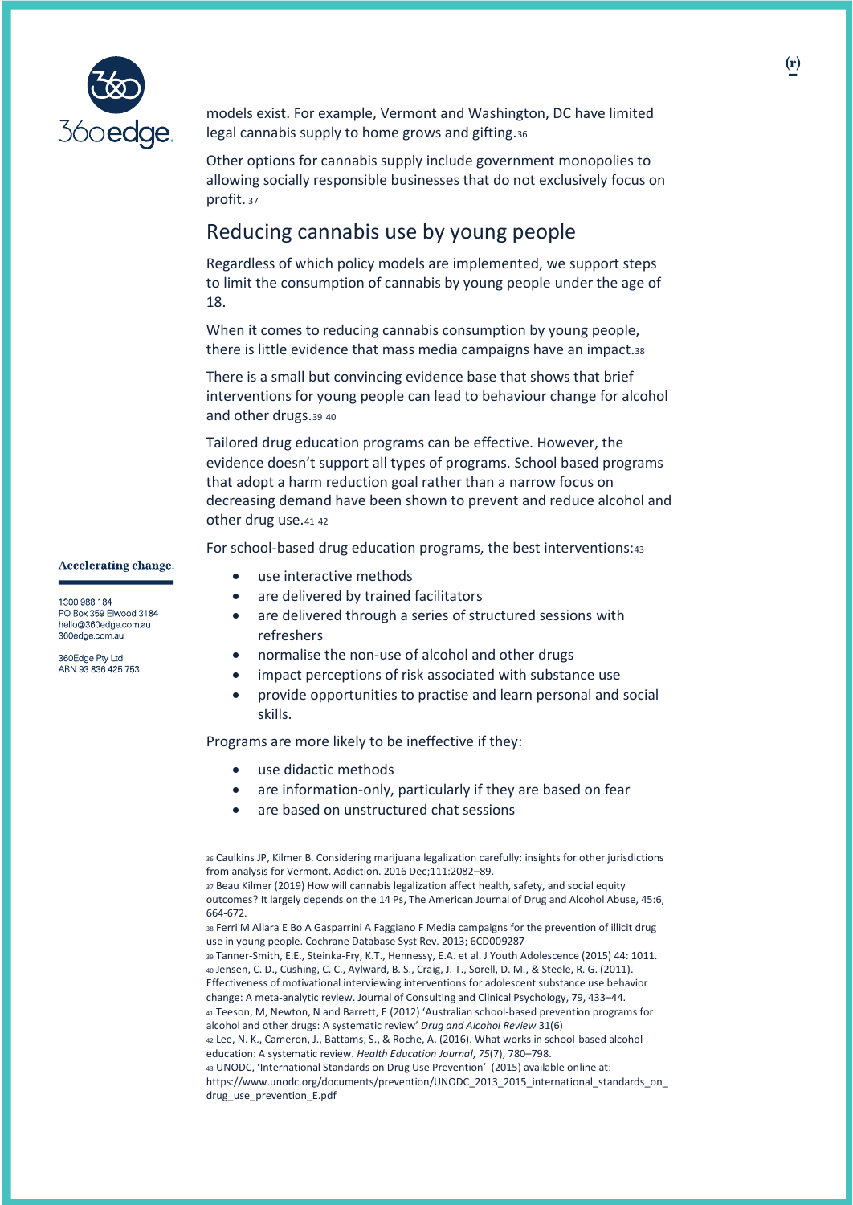models exist. For example, Vermont and Washington, DC have limited legal cannabis supply to home grows and gifting.[36]

Other options for cannabis supply include government monopolies to allowing socially responsible businesses that do not exclusively focus on profit.[37]

## Reducing cannabis use by young people

Regardless of which policy models are implemented, we support steps to limit the consumption of cannabis by young people under the age of 18.

When it comes to reducing cannabis consumption by young people, there is little evidence that mass media campaigns have an impact.[38]

There is a small but convincing evidence base that shows that brief interventions for young people can lead to behaviour change for alcohol and other drugs.[39] [40]

Tailored drug education programs can be effective. However, the evidence doesn't support all types of programs. School based programs that adopt a harm reduction goal rather than a narrow focus on decreasing demand have been shown to prevent and reduce alcohol and other drug use.[41] [42]

For school-based drug education programs, the best interventions:[43]

- use interactive methods
- are delivered by trained facilitators
- are delivered through a series of structured sessions with refreshers
- normalise the non-use of alcohol and other drugs
- impact perceptions of risk associated with substance use
- provide opportunities to practise and learn personal and social skills.

Programs are more likely to be ineffective if they:

- use didactic methods
- are information-only, particularly if they are based on fear
- are based on unstructured chat sessions

[36] Caulkins JP, Kilmer B. Considering marijuana legalization carefully: insights for other jurisdictions from analysis for Vermont. Addiction. 2016 Dec;111:2082–89.

[37] Beau Kilmer (2019) How will cannabis legalization affect health, safety, and social equity outcomes? It largely depends on the 14 Ps, The American Journal of Drug and Alcohol Abuse, 45:6, 664-672.

[38] Ferri M Allara E Bo A Gasparrini A Faggiano F Media campaigns for the prevention of illicit drug use in young people. Cochrane Database Syst Rev. 2013; 6CD009287

[39] Tanner-Smith, E.E., Steinka-Fry, K.T., Hennessy, E.A. et al. J Youth Adolescence (2015) 44: 1011.

[40] Jensen, C. D., Cushing, C. C., Aylward, B. S., Craig, J. T., Sorell, D. M., & Steele, R. G. (2011). Effectiveness of motivational interviewing interventions for adolescent substance use behavior change: A meta-analytic review. Journal of Consulting and Clinical Psychology, 79, 433–44.

[41] Teeson, M, Newton, N and Barrett, E (2012) 'Australian school-based prevention programs for alcohol and other drugs: A systematic review' *Drug and Alcohol Review* 31(6)

[42] Lee, N. K., Cameron, J., Battams, S., & Roche, A. (2016). What works in school-based alcohol education: A systematic review. *Health Education Journal*, *75*(7), 780–798.

[43] UNODC, 'International Standards on Drug Use Prevention' (2015) available online at: https://www.unodc.org/documents/prevention/UNODC_2013_2015_international_standards_on_drug_use_prevention_E.pdf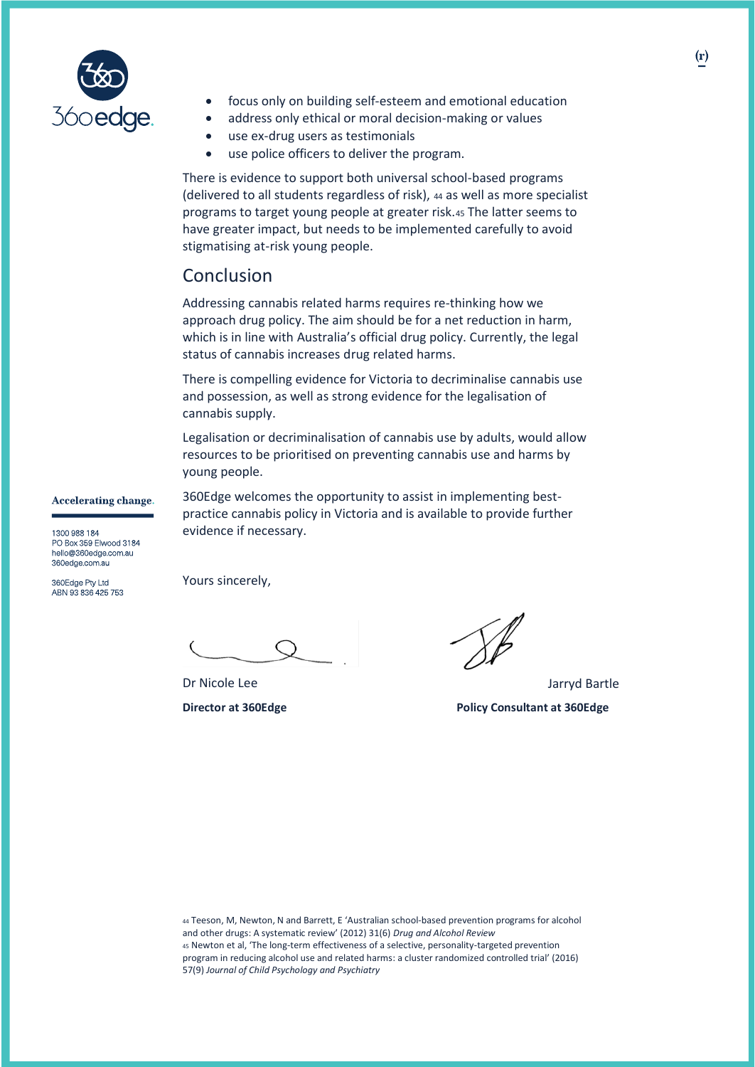- focus only on building self-esteem and emotional education
- address only ethical or moral decision-making or values
- use ex-drug users as testimonials
- use police officers to deliver the program.

There is evidence to support both universal school-based programs (delivered to all students regardless of risk), [44] as well as more specialist programs to target young people at greater risk.[45] The latter seems to have greater impact, but needs to be implemented carefully to avoid stigmatising at-risk young people.

## Conclusion

Addressing cannabis related harms requires re-thinking how we approach drug policy. The aim should be for a net reduction in harm, which is in line with Australia's official drug policy. Currently, the legal status of cannabis increases drug related harms.

There is compelling evidence for Victoria to decriminalise cannabis use and possession, as well as strong evidence for the legalisation of cannabis supply.

Legalisation or decriminalisation of cannabis use by adults, would allow resources to be prioritised on preventing cannabis use and harms by young people.

360Edge welcomes the opportunity to assist in implementing best-practice cannabis policy in Victoria and is available to provide further evidence if necessary.

Yours sincerely,

Dr Nicole Lee
**Director at 360Edge**

Jarryd Bartle
**Policy Consultant at 360Edge**

**Accelerating change.**

1300 988 184
PO Box 359 Elwood 3184
hello@360edge.com.au
360edge.com.au

360Edge Pty Ltd
ABN 93 836 425 753

[44] Teeson, M, Newton, N and Barrett, E 'Australian school-based prevention programs for alcohol and other drugs: A systematic review' (2012) 31(6) *Drug and Alcohol Review*

[45] Newton et al, 'The long-term effectiveness of a selective, personality-targeted prevention program in reducing alcohol use and related harms: a cluster randomized controlled trial' (2016) 57(9) *Journal of Child Psychology and Psychiatry*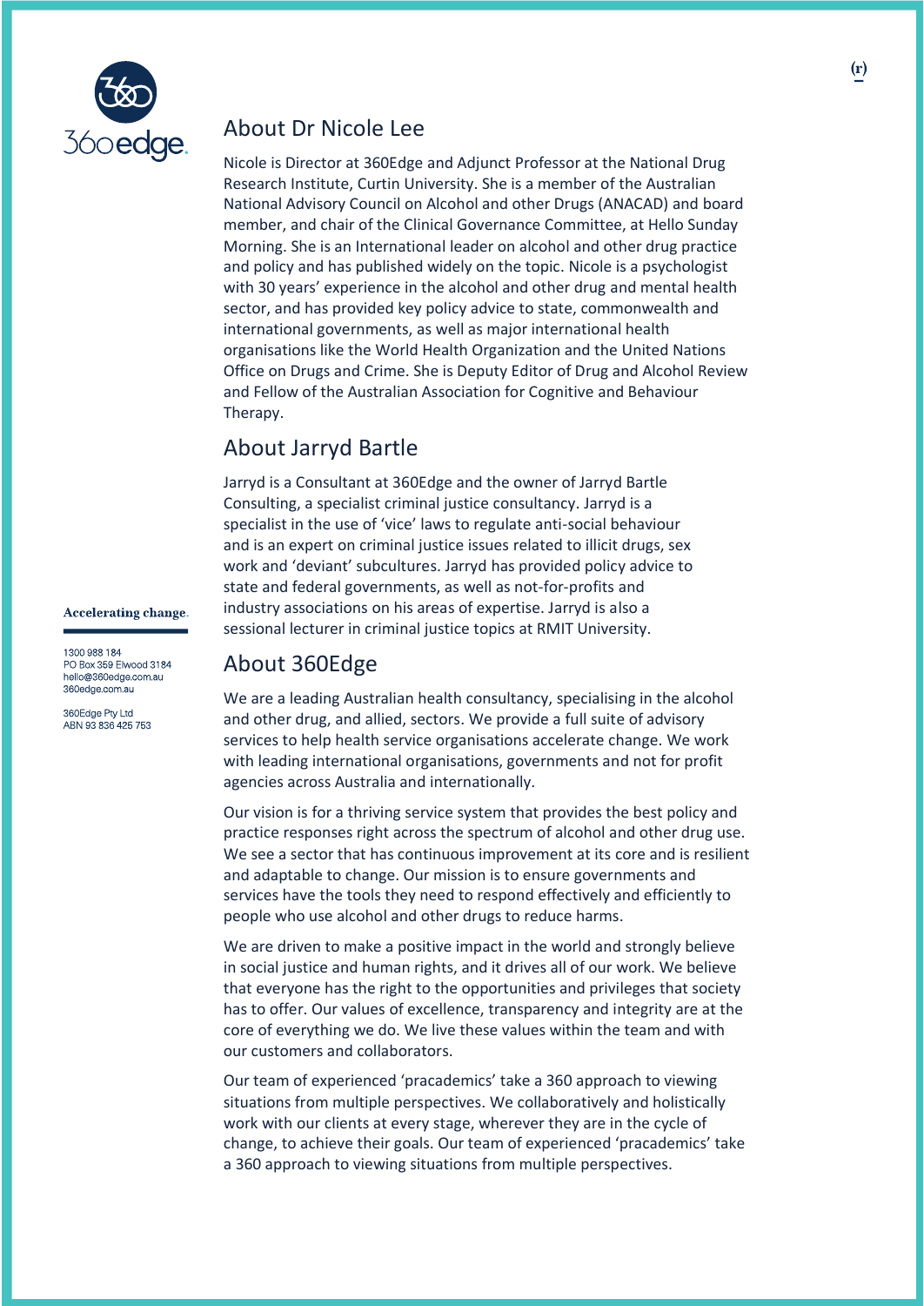## About Dr Nicole Lee

Nicole is Director at 360Edge and Adjunct Professor at the National Drug Research Institute, Curtin University. She is a member of the Australian National Advisory Council on Alcohol and other Drugs (ANACAD) and board member, and chair of the Clinical Governance Committee, at Hello Sunday Morning. She is an International leader on alcohol and other drug practice and policy and has published widely on the topic. Nicole is a psychologist with 30 years' experience in the alcohol and other drug and mental health sector, and has provided key policy advice to state, commonwealth and international governments, as well as major international health organisations like the World Health Organization and the United Nations Office on Drugs and Crime. She is Deputy Editor of Drug and Alcohol Review and Fellow of the Australian Association for Cognitive and Behaviour Therapy.

## About Jarryd Bartle

Jarryd is a Consultant at 360Edge and the owner of Jarryd Bartle Consulting, a specialist criminal justice consultancy. Jarryd is a specialist in the use of 'vice' laws to regulate anti-social behaviour and is an expert on criminal justice issues related to illicit drugs, sex work and 'deviant' subcultures. Jarryd has provided policy advice to state and federal governments, as well as not-for-profits and industry associations on his areas of expertise. Jarryd is also a sessional lecturer in criminal justice topics at RMIT University.

## About 360Edge

We are a leading Australian health consultancy, specialising in the alcohol and other drug, and allied, sectors. We provide a full suite of advisory services to help health service organisations accelerate change. We work with leading international organisations, governments and not for profit agencies across Australia and internationally.

Our vision is for a thriving service system that provides the best policy and practice responses right across the spectrum of alcohol and other drug use. We see a sector that has continuous improvement at its core and is resilient and adaptable to change. Our mission is to ensure governments and services have the tools they need to respond effectively and efficiently to people who use alcohol and other drugs to reduce harms.

We are driven to make a positive impact in the world and strongly believe in social justice and human rights, and it drives all of our work. We believe that everyone has the right to the opportunities and privileges that society has to offer. Our values of excellence, transparency and integrity are at the core of everything we do. We live these values within the team and with our customers and collaborators.

Our team of experienced 'pracademics' take a 360 approach to viewing situations from multiple perspectives. We collaboratively and holistically work with our clients at every stage, wherever they are in the cycle of change, to achieve their goals. Our team of experienced 'pracademics' take a 360 approach to viewing situations from multiple perspectives.

**Accelerating change.**

1300 988 184
PO Box 359 Elwood 3184
hello@360edge.com.au
360edge.com.au

360Edge Pty Ltd
ABN 93 836 425 753